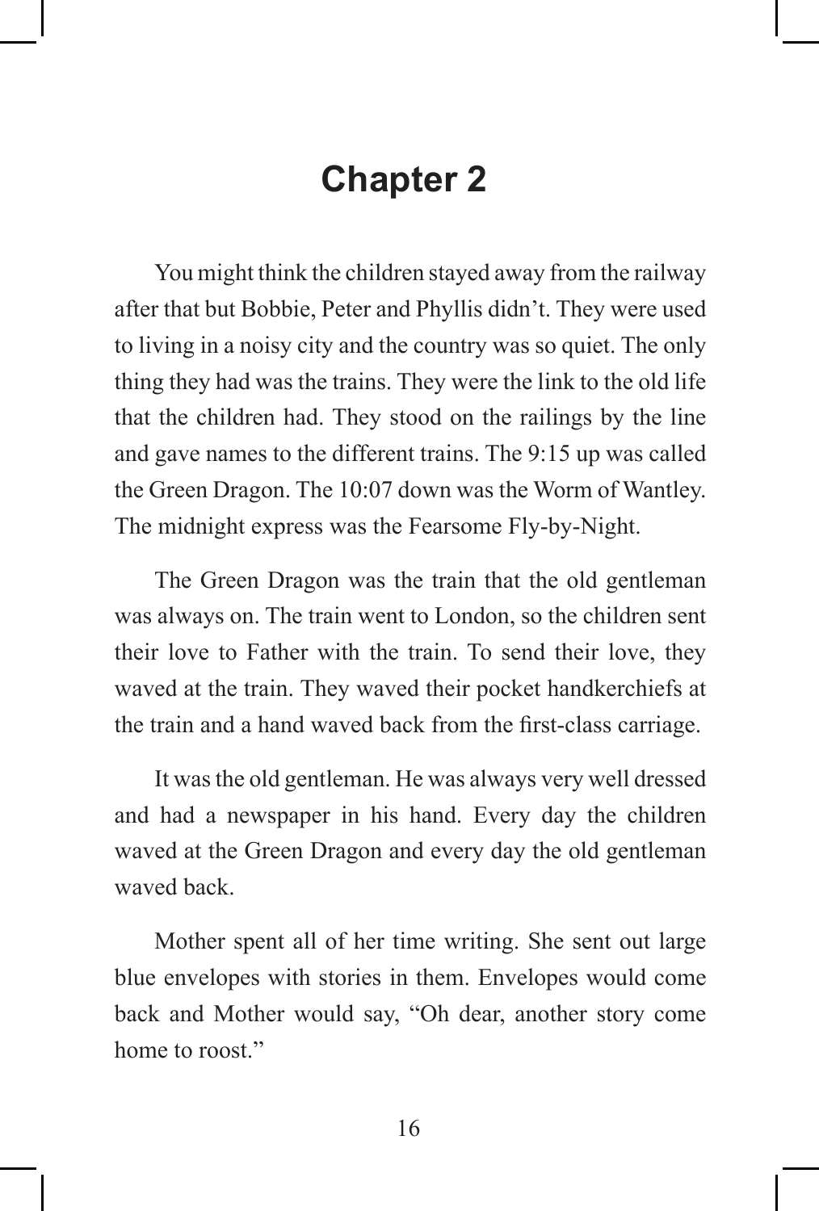# Chapter 2

You might think the children stayed away from the railway after that but Bobbie, Peter and Phyllis didn't. They were used to living in a noisy city and the country was so quiet. The only thing they had was the trains. They were the link to the old life that the children had. They stood on the railings by the line and gave names to the different trains. The 9:15 up was called the Green Dragon. The 10:07 down was the Worm of Wantley. The midnight express was the Fearsome Fly-by-Night.

The Green Dragon was the train that the old gentleman was always on. The train went to London, so the children sent their love to Father with the train. To send their love, they waved at the train. They waved their pocket handkerchiefs at the train and a hand waved back from the first-class carriage.

It was the old gentleman. He was always very well dressed and had a newspaper in his hand. Every day the children waved at the Green Dragon and every day the old gentleman waved back.

Mother spent all of her time writing. She sent out large blue envelopes with stories in them. Envelopes would come back and Mother would say, "Oh dear, another story come home to roost."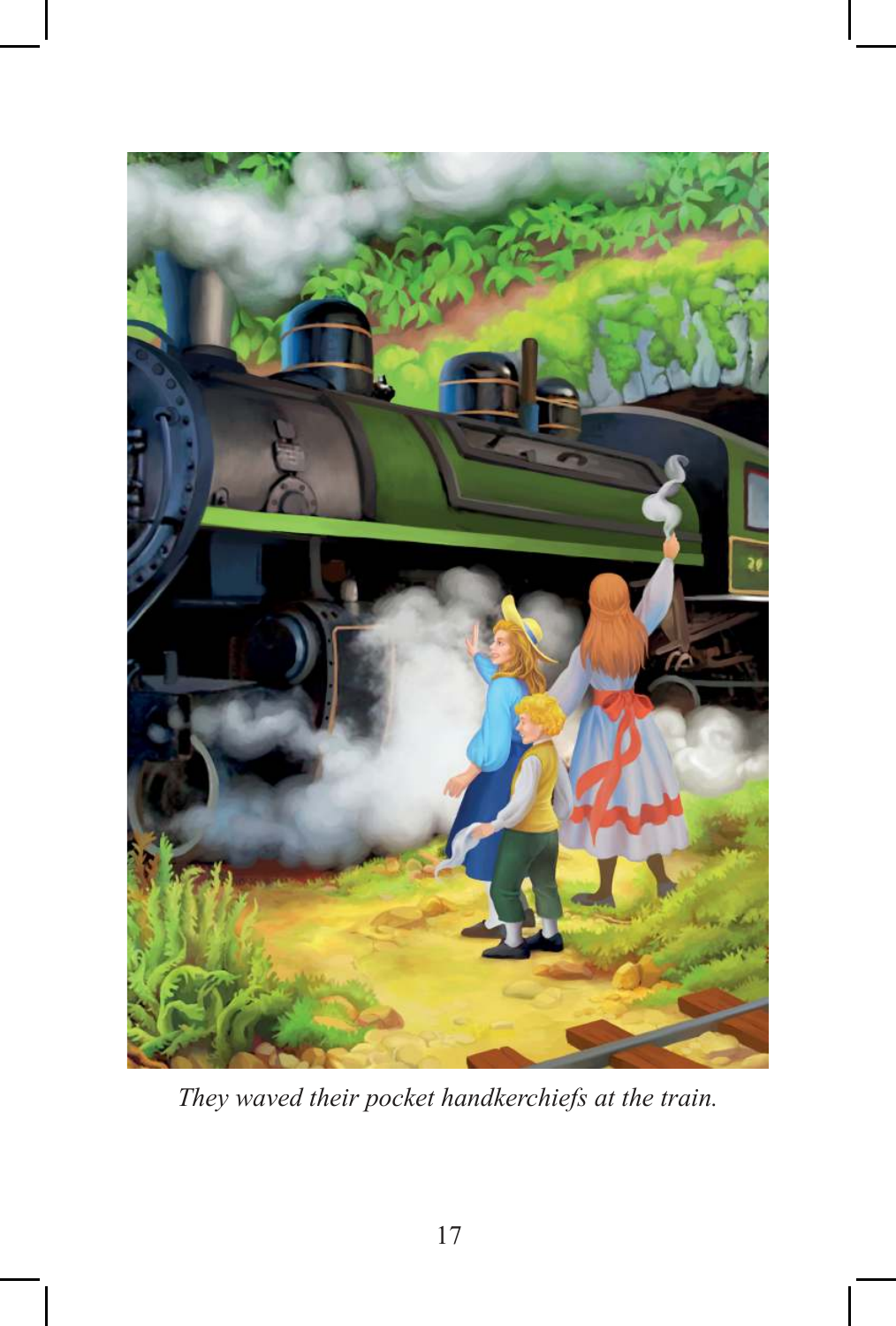*They waved their pocket handkerchiefs at the train.*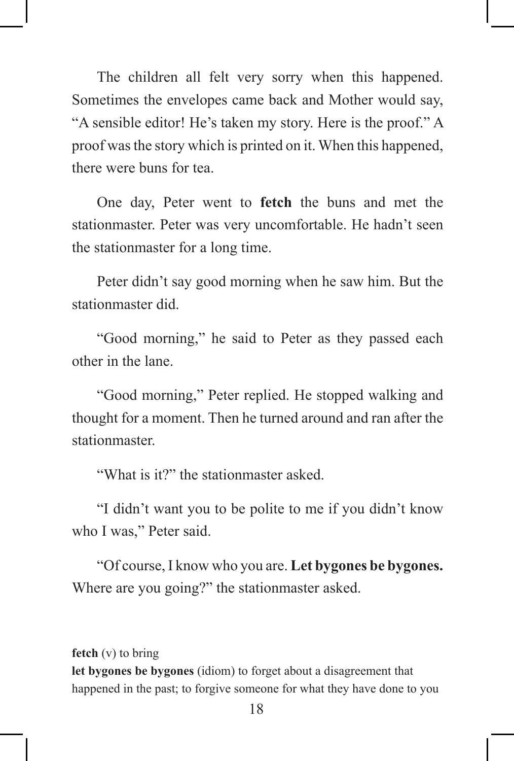The children all felt very sorry when this happened. Sometimes the envelopes came back and Mother would say, "A sensible editor! He's taken my story. Here is the proof." A proof was the story which is printed on it. When this happened, there were buns for tea.

One day, Peter went to **fetch** the buns and met the stationmaster. Peter was very uncomfortable. He hadn't seen the stationmaster for a long time.

Peter didn't say good morning when he saw him. But the stationmaster did.

"Good morning," he said to Peter as they passed each other in the lane.

"Good morning," Peter replied. He stopped walking and thought for a moment. Then he turned around and ran after the stationmaster.

"What is it?" the stationmaster asked.

"I didn't want you to be polite to me if you didn't know who I was," Peter said.

"Of course, I know who you are. **Let bygones be bygones.** Where are you going?" the stationmaster asked.

**fetch** (v) to bring
**let bygones be bygones** (idiom) to forget about a disagreement that happened in the past; to forgive someone for what they have done to you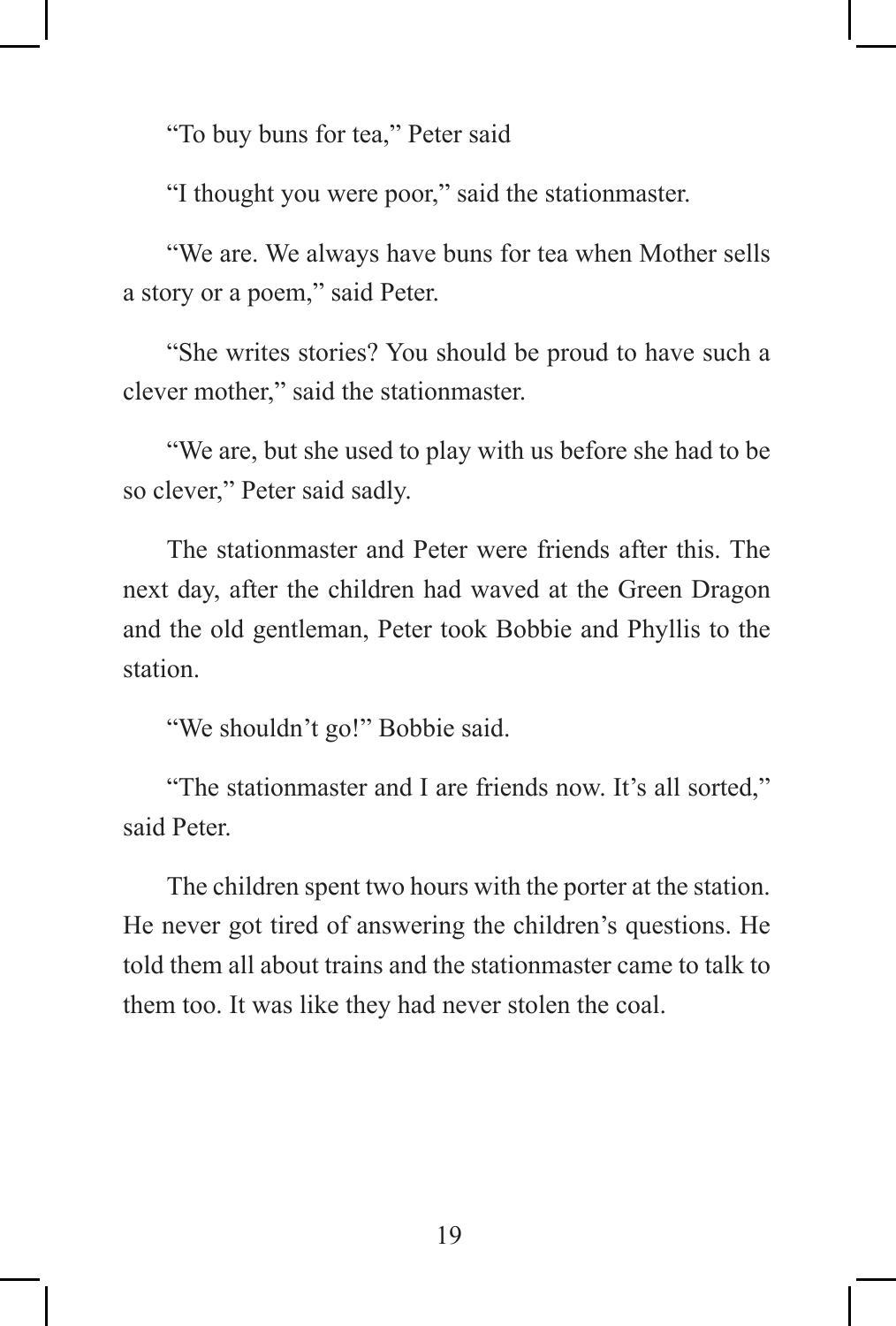"To buy buns for tea," Peter said

"I thought you were poor," said the stationmaster.

"We are. We always have buns for tea when Mother sells a story or a poem," said Peter.

"She writes stories? You should be proud to have such a clever mother," said the stationmaster.

"We are, but she used to play with us before she had to be so clever," Peter said sadly.

The stationmaster and Peter were friends after this. The next day, after the children had waved at the Green Dragon and the old gentleman, Peter took Bobbie and Phyllis to the station.

"We shouldn't go!" Bobbie said.

"The stationmaster and I are friends now. It's all sorted," said Peter.

The children spent two hours with the porter at the station. He never got tired of answering the children's questions. He told them all about trains and the stationmaster came to talk to them too. It was like they had never stolen the coal.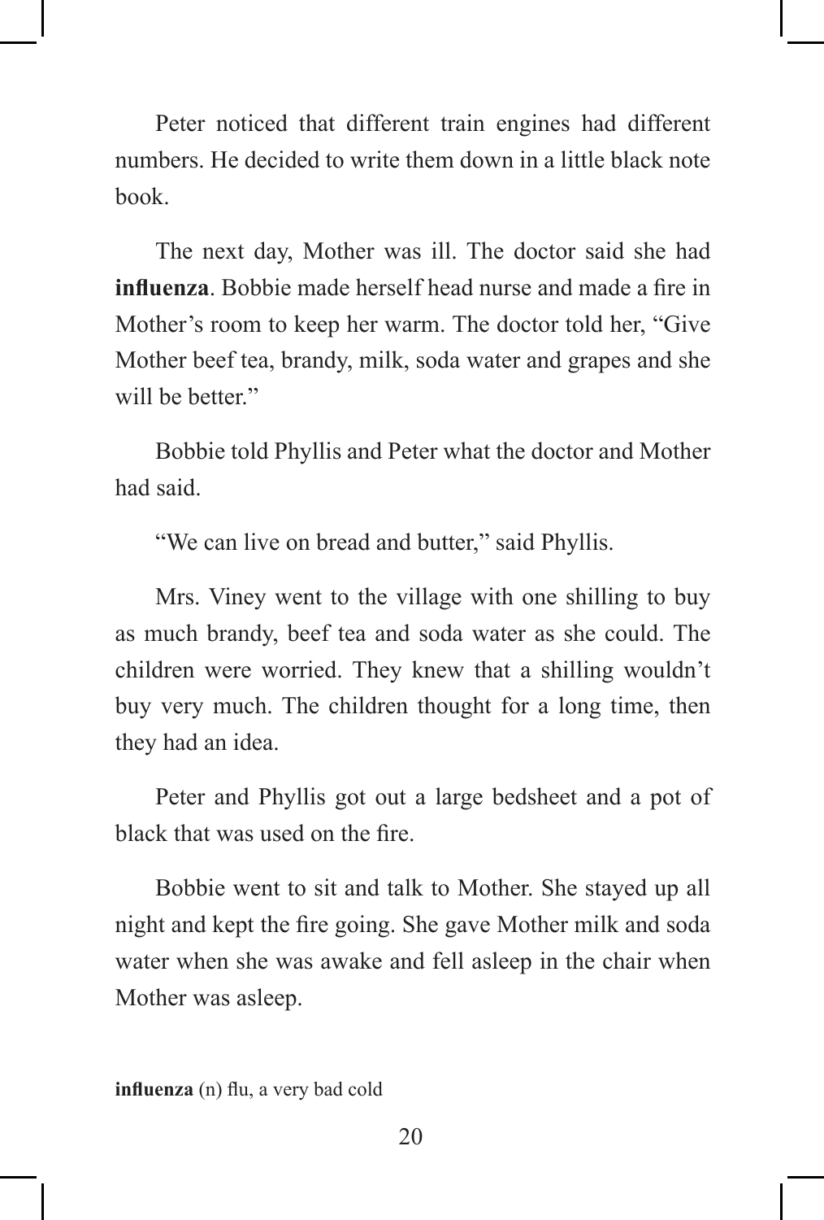Peter noticed that different train engines had different numbers. He decided to write them down in a little black note book.

The next day, Mother was ill. The doctor said she had **influenza**. Bobbie made herself head nurse and made a fire in Mother's room to keep her warm. The doctor told her, "Give Mother beef tea, brandy, milk, soda water and grapes and she will be better."

Bobbie told Phyllis and Peter what the doctor and Mother had said.

"We can live on bread and butter," said Phyllis.

Mrs. Viney went to the village with one shilling to buy as much brandy, beef tea and soda water as she could. The children were worried. They knew that a shilling wouldn't buy very much. The children thought for a long time, then they had an idea.

Peter and Phyllis got out a large bedsheet and a pot of black that was used on the fire.

Bobbie went to sit and talk to Mother. She stayed up all night and kept the fire going. She gave Mother milk and soda water when she was awake and fell asleep in the chair when Mother was asleep.

**influenza** (n) flu, a very bad cold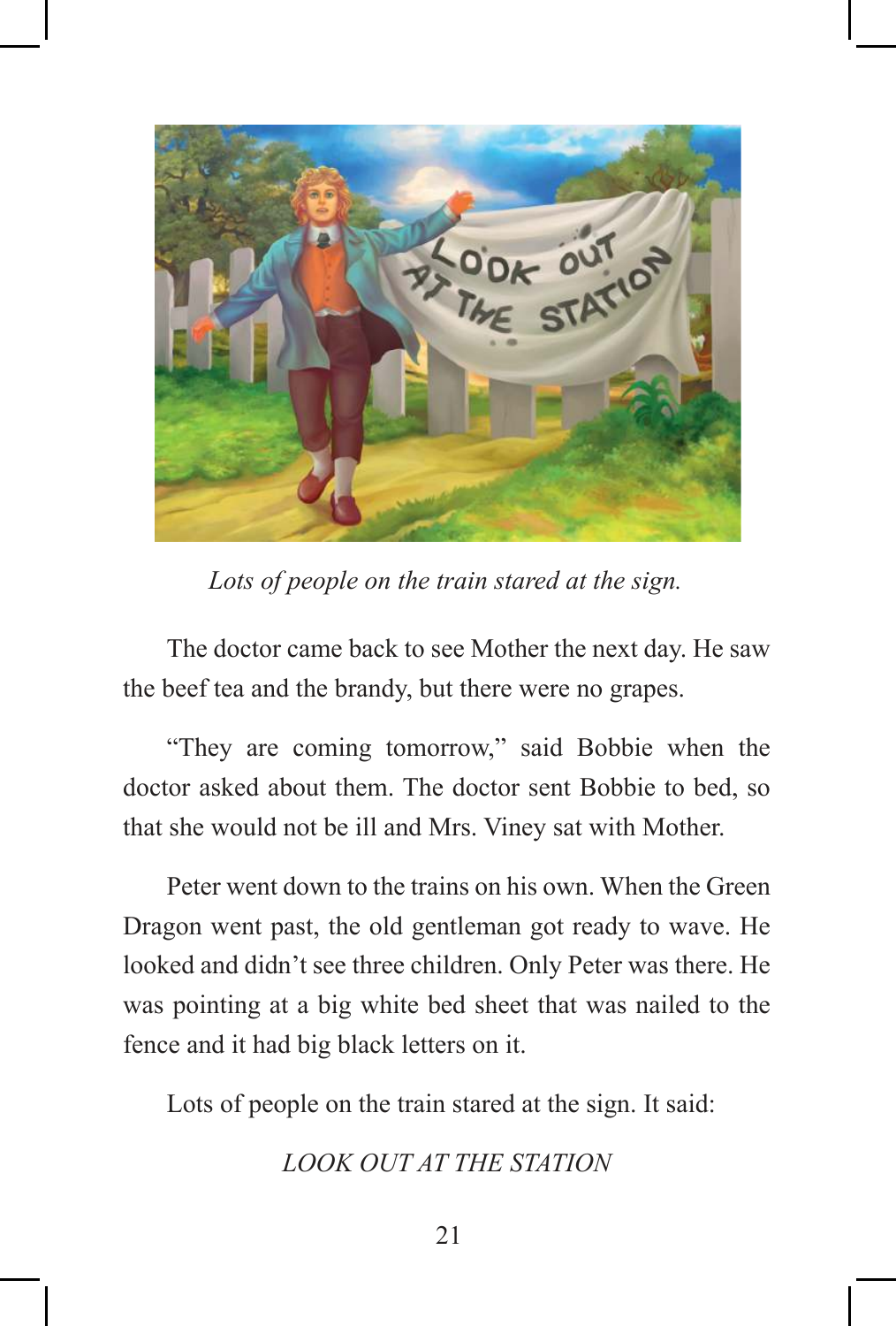*Lots of people on the train stared at the sign.*

The doctor came back to see Mother the next day. He saw the beef tea and the brandy, but there were no grapes.

"They are coming tomorrow," said Bobbie when the doctor asked about them. The doctor sent Bobbie to bed, so that she would not be ill and Mrs. Viney sat with Mother.

Peter went down to the trains on his own. When the Green Dragon went past, the old gentleman got ready to wave. He looked and didn't see three children. Only Peter was there. He was pointing at a big white bed sheet that was nailed to the fence and it had big black letters on it.

Lots of people on the train stared at the sign. It said:

*LOOK OUT AT THE STATION*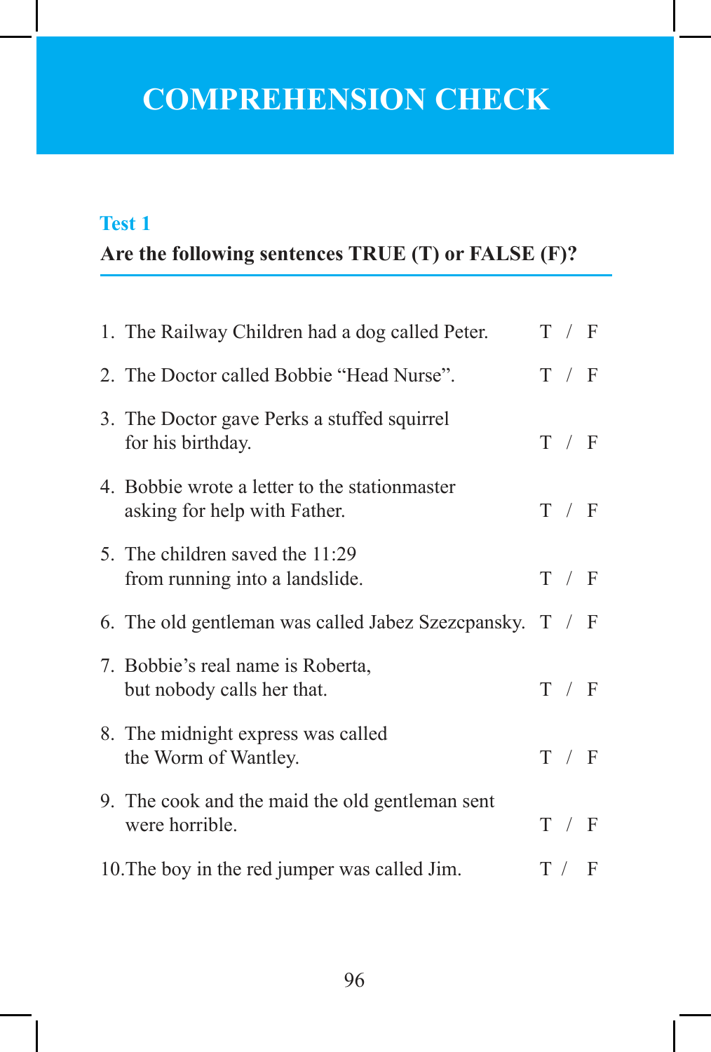# COMPREHENSION CHECK

### Test 1

**Are the following sentences TRUE (T) or FALSE (F)?**

1. The Railway Children had a dog called Peter. T / F
2. The Doctor called Bobbie "Head Nurse". T / F
3. The Doctor gave Perks a stuffed squirrel for his birthday. T / F
4. Bobbie wrote a letter to the stationmaster asking for help with Father. T / F
5. The children saved the 11:29 from running into a landslide. T / F
6. The old gentleman was called Jabez Szezcpansky. T / F
7. Bobbie's real name is Roberta, but nobody calls her that. T / F
8. The midnight express was called the Worm of Wantley. T / F
9. The cook and the maid the old gentleman sent were horrible. T / F
10. The boy in the red jumper was called Jim. T / F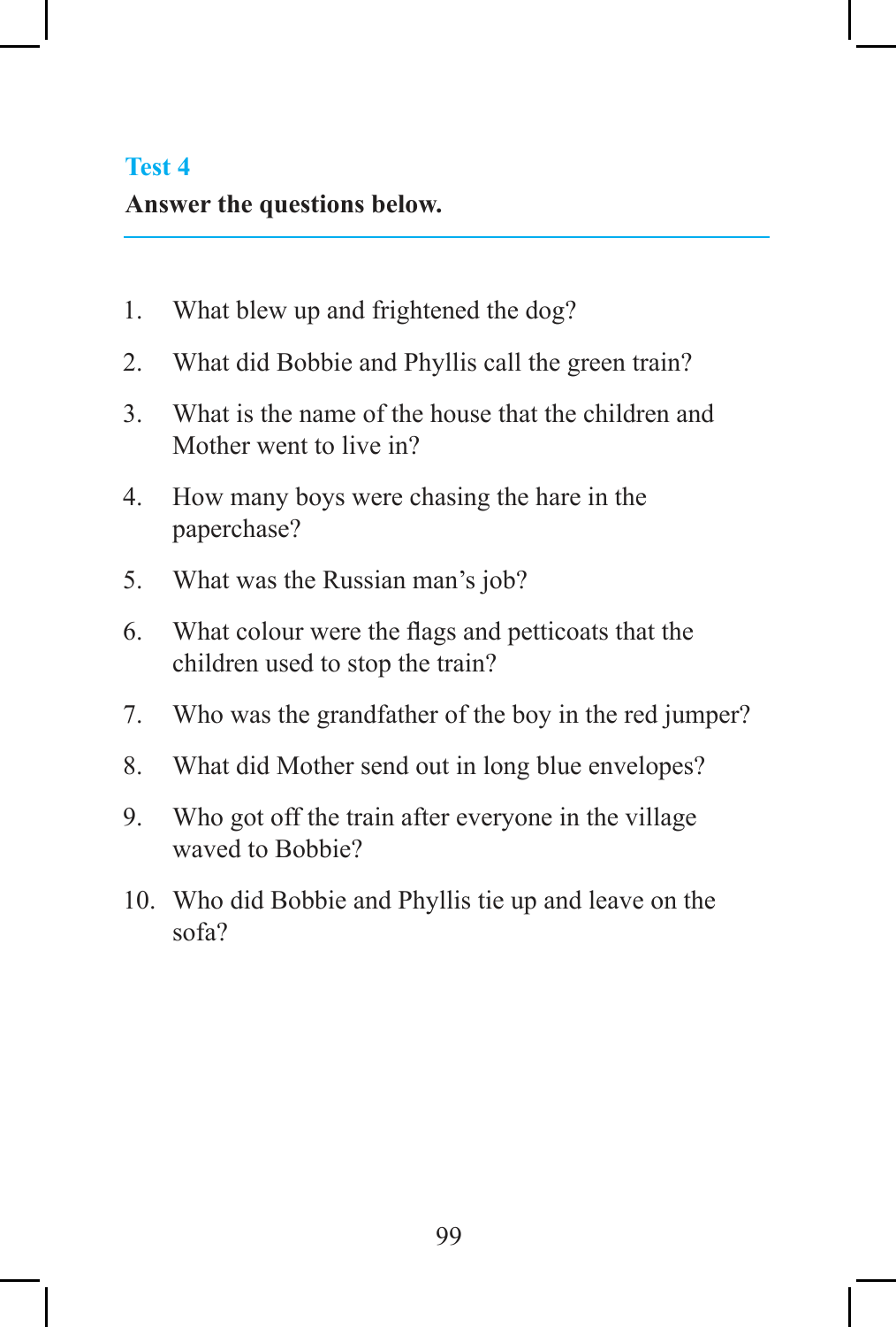## Test 4

**Answer the questions below.**

1. What blew up and frightened the dog?
2. What did Bobbie and Phyllis call the green train?
3. What is the name of the house that the children and Mother went to live in?
4. How many boys were chasing the hare in the paperchase?
5. What was the Russian man's job?
6. What colour were the flags and petticoats that the children used to stop the train?
7. Who was the grandfather of the boy in the red jumper?
8. What did Mother send out in long blue envelopes?
9. Who got off the train after everyone in the village waved to Bobbie?
10. Who did Bobbie and Phyllis tie up and leave on the sofa?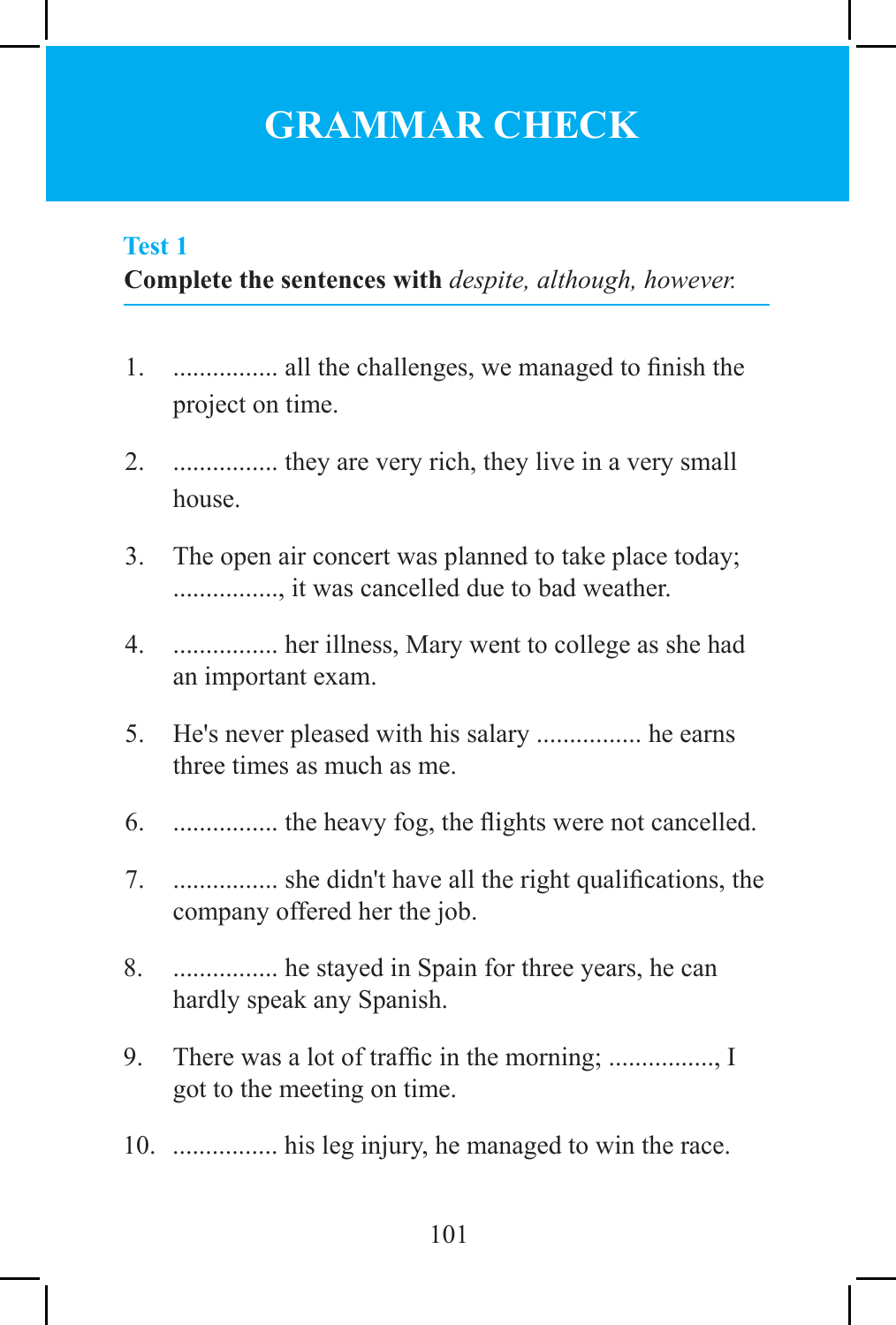# GRAMMAR CHECK

## Test 1

**Complete the sentences with** ***despite, although, however.***

1. ................ all the challenges, we managed to finish the project on time.

2. ................ they are very rich, they live in a very small house.

3. The open air concert was planned to take place today; ................, it was cancelled due to bad weather.

4. ................ her illness, Mary went to college as she had an important exam.

5. He's never pleased with his salary ................ he earns three times as much as me.

6. ................ the heavy fog, the flights were not cancelled.

7. ................ she didn't have all the right qualifications, the company offered her the job.

8. ................ he stayed in Spain for three years, he can hardly speak any Spanish.

9. There was a lot of traffic in the morning; ................, I got to the meeting on time.

10. ................ his leg injury, he managed to win the race.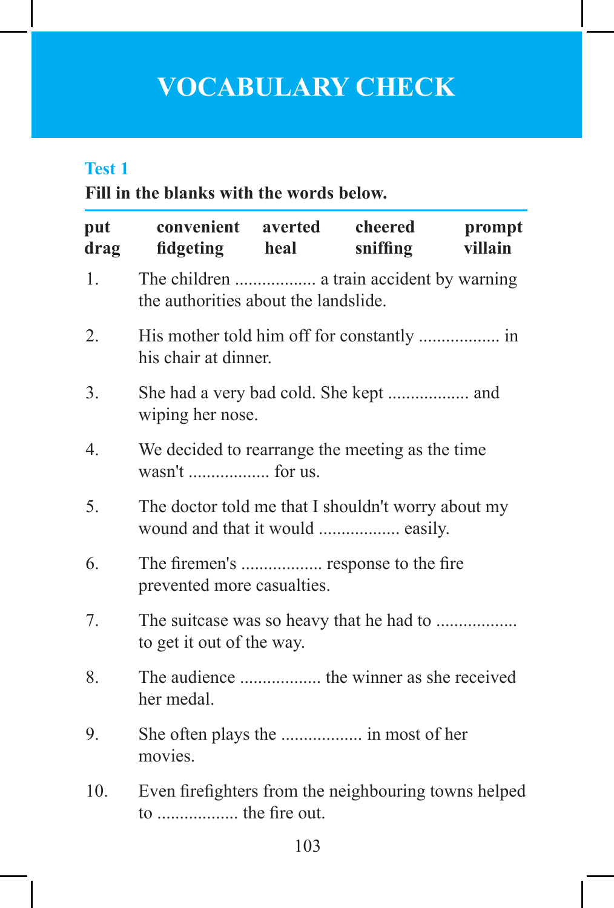# VOCABULARY CHECK

## Test 1

**Fill in the blanks with the words below.**

| | | | | |
|---|---|---|---|---|
| **put** | **convenient** | **averted** | **cheered** | **prompt** |
| **drag** | **fidgeting** | **heal** | **sniffing** | **villain** |

1. The children .................. a train accident by warning the authorities about the landslide.

2. His mother told him off for constantly .................. in his chair at dinner.

3. She had a very bad cold. She kept .................. and wiping her nose.

4. We decided to rearrange the meeting as the time wasn't .................. for us.

5. The doctor told me that I shouldn't worry about my wound and that it would .................. easily.

6. The firemen's .................. response to the fire prevented more casualties.

7. The suitcase was so heavy that he had to .................. to get it out of the way.

8. The audience .................. the winner as she received her medal.

9. She often plays the .................. in most of her movies.

10. Even firefighters from the neighbouring towns helped to .................. the fire out.